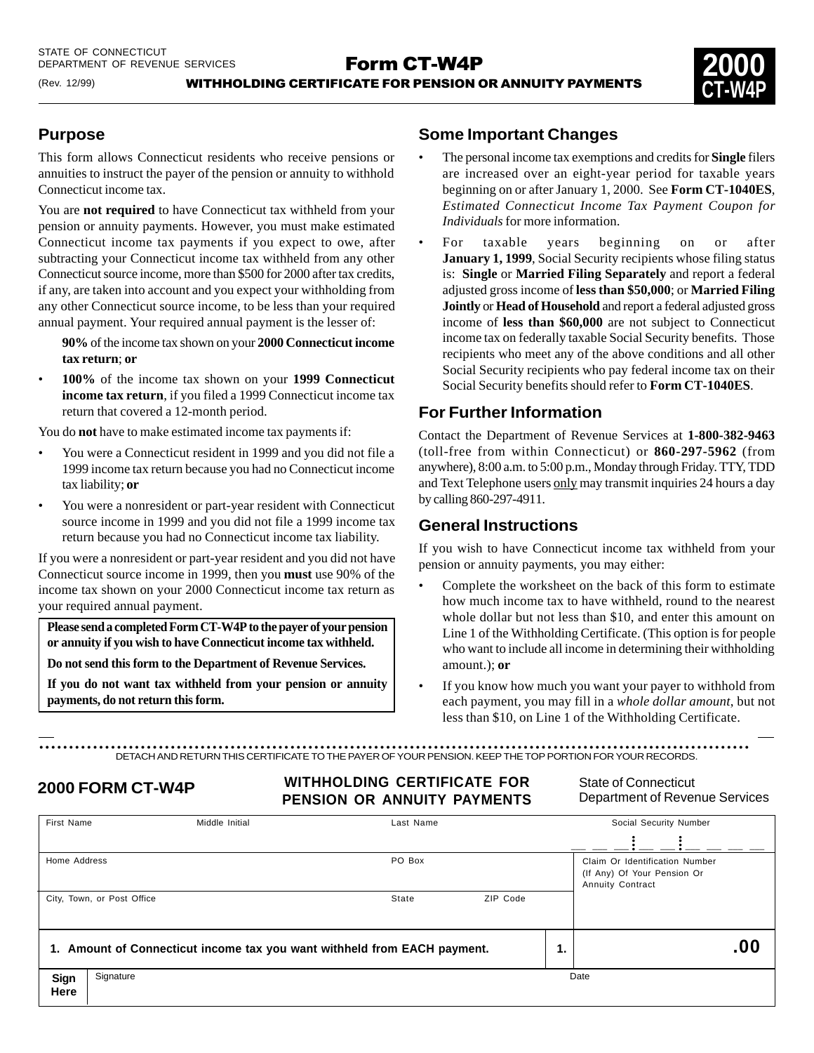STATE OF CONNECTICUT
DEPARTMENT OF REVENUE SERVICES
(Rev. 12/99)

# Form CT-W4P

**WITHHOLDING CERTIFICATE FOR PENSION OR ANNUITY PAYMENTS**

**2000 CT-W4P**

## Purpose

This form allows Connecticut residents who receive pensions or annuities to instruct the payer of the pension or annuity to withhold Connecticut income tax.

You are **not required** to have Connecticut tax withheld from your pension or annuity payments. However, you must make estimated Connecticut income tax payments if you expect to owe, after subtracting your Connecticut income tax withheld from any other Connecticut source income, more than $500 for 2000 after tax credits, if any, are taken into account and you expect your withholding from any other Connecticut source income, to be less than your required annual payment. Your required annual payment is the lesser of:

- **90%** of the income tax shown on your **2000 Connecticut income tax return**; **or**
- **100%** of the income tax shown on your **1999 Connecticut income tax return**, if you filed a 1999 Connecticut income tax return that covered a 12-month period.

You do **not** have to make estimated income tax payments if:

- You were a Connecticut resident in 1999 and you did not file a 1999 income tax return because you had no Connecticut income tax liability; **or**
- You were a nonresident or part-year resident with Connecticut source income in 1999 and you did not file a 1999 income tax return because you had no Connecticut income tax liability.

If you were a nonresident or part-year resident and you did not have Connecticut source income in 1999, then you **must** use 90% of the income tax shown on your 2000 Connecticut income tax return as your required annual payment.

**Please send a completed Form CT-W4P to the payer of your pension or annuity if you wish to have Connecticut income tax withheld.**

**Do not send this form to the Department of Revenue Services.**

**If you do not want tax withheld from your pension or annuity payments, do not return this form.**

## Some Important Changes

- The personal income tax exemptions and credits for **Single** filers are increased over an eight-year period for taxable years beginning on or after January 1, 2000. See **Form CT-1040ES**, *Estimated Connecticut Income Tax Payment Coupon for Individuals* for more information.
- For taxable years beginning on or after **January 1, 1999**, Social Security recipients whose filing status is: **Single** or **Married Filing Separately** and report a federal adjusted gross income of **less than $50,000**; or **Married Filing Jointly** or **Head of Household** and report a federal adjusted gross income of **less than $60,000** are not subject to Connecticut income tax on federally taxable Social Security benefits. Those recipients who meet any of the above conditions and all other Social Security recipients who pay federal income tax on their Social Security benefits should refer to **Form CT-1040ES**.

## For Further Information

Contact the Department of Revenue Services at **1-800-382-9463** (toll-free from within Connecticut) or **860-297-5962** (from anywhere), 8:00 a.m. to 5:00 p.m., Monday through Friday. TTY, TDD and Text Telephone users only may transmit inquiries 24 hours a day by calling 860-297-4911.

## General Instructions

If you wish to have Connecticut income tax withheld from your pension or annuity payments, you may either:

- Complete the worksheet on the back of this form to estimate how much income tax to have withheld, round to the nearest whole dollar but not less than $10, and enter this amount on Line 1 of the Withholding Certificate. (This option is for people who want to include all income in determining their withholding amount.); **or**
- If you know how much you want your payer to withhold from each payment, you may fill in a *whole dollar amount*, but not less than $10, on Line 1 of the Withholding Certificate.

DETACH AND RETURN THIS CERTIFICATE TO THE PAYER OF YOUR PENSION. KEEP THE TOP PORTION FOR YOUR RECORDS.

**2000 FORM CT-W4P** — **WITHHOLDING CERTIFICATE FOR PENSION OR ANNUITY PAYMENTS** — State of Connecticut Department of Revenue Services

| First Name | Middle Initial | Last Name | | Social Security Number |
|---|---|---|---|---|
| | | | | __ __ __ - __ __ - __ __ __ __ |
| Home Address | | PO Box | | Claim Or Identification Number (If Any) Of Your Pension Or Annuity Contract |
| City, Town, or Post Office | | State | ZIP Code | |
| **1. Amount of Connecticut income tax you want withheld from EACH payment.** | | | **1.** | **.00** |
| **Sign Here** | Signature | | | Date |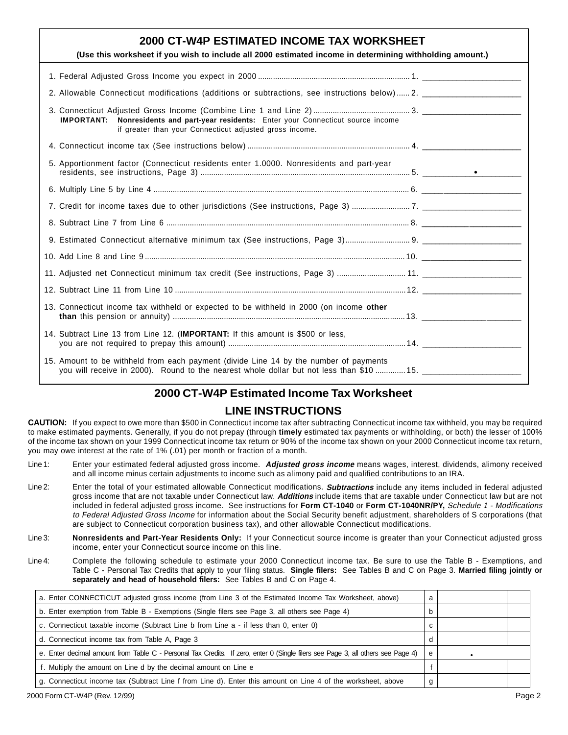## 2000 CT-W4P ESTIMATED INCOME TAX WORKSHEET

**(Use this worksheet if you wish to include all 2000 estimated income in determining withholding amount.)**

1. Federal Adjusted Gross Income you expect in 2000 .......... 1. ____________
2. Allowable Connecticut modifications (additions or subtractions, see instructions below) ...... 2. ____________
3. Connecticut Adjusted Gross Income (Combine Line 1 and Line 2) .......... 3. ____________
   **IMPORTANT: Nonresidents and part-year residents:** Enter your Connecticut source income if greater than your Connecticut adjusted gross income.
4. Connecticut income tax (See instructions below) .......... 4. ____________
5. Apportionment factor (Connecticut residents enter 1.0000. Nonresidents and part-year residents, see instructions, Page 3) .......... 5. ______ • ______
6. Multiply Line 5 by Line 4 .......... 6. ____________
7. Credit for income taxes due to other jurisdictions (See instructions, Page 3) .......... 7. ____________
8. Subtract Line 7 from Line 6 .......... 8. ____________
9. Estimated Connecticut alternative minimum tax (See instructions, Page 3) .......... 9. ____________
10. Add Line 8 and Line 9 .......... 10. ____________
11. Adjusted net Connecticut minimum tax credit (See instructions, Page 3) .......... 11. ____________
12. Subtract Line 11 from Line 10 .......... 12. ____________
13. Connecticut income tax withheld or expected to be withheld in 2000 (on income **other than** this pension or annuity) .......... 13. ____________
14. Subtract Line 13 from Line 12. (**IMPORTANT:** If this amount is $500 or less, you are not required to prepay this amount) .......... 14. ____________
15. Amount to be withheld from each payment (divide Line 14 by the number of payments you will receive in 2000). Round to the nearest whole dollar but not less than $10 .......... 15. ____________

## 2000 CT-W4P Estimated Income Tax Worksheet

## LINE INSTRUCTIONS

**CAUTION:** If you expect to owe more than $500 in Connecticut income tax after subtracting Connecticut income tax withheld, you may be required to make estimated payments. Generally, if you do not prepay (through **timely** estimated tax payments or withholding, or both) the lesser of 100% of the income tax shown on your 1999 Connecticut income tax return or 90% of the income tax shown on your 2000 Connecticut income tax return, you may owe interest at the rate of 1% (.01) per month or fraction of a month.

**Line 1:** Enter your estimated federal adjusted gross income. ***Adjusted gross income*** means wages, interest, dividends, alimony received and all income minus certain adjustments to income such as alimony paid and qualified contributions to an IRA.

**Line 2:** Enter the total of your estimated allowable Connecticut modifications. ***Subtractions*** include any items included in federal adjusted gross income that are not taxable under Connecticut law. ***Additions*** include items that are taxable under Connecticut law but are not included in federal adjusted gross income. See instructions for **Form CT-1040** or **Form CT-1040NR/PY,** *Schedule 1 - Modifications to Federal Adjusted Gross Income* for information about the Social Security benefit adjustment, shareholders of S corporations (that are subject to Connecticut corporation business tax), and other allowable Connecticut modifications.

**Line 3:** **Nonresidents and Part-Year Residents Only:** If your Connecticut source income is greater than your Connecticut adjusted gross income, enter your Connecticut source income on this line.

**Line 4:** Complete the following schedule to estimate your 2000 Connecticut income tax. Be sure to use the Table B - Exemptions, and Table C - Personal Tax Credits that apply to your filing status. **Single filers:** See Tables B and C on Page 3. **Married filing jointly or separately and head of household filers:** See Tables B and C on Page 4.

| | | | |
|---|---|---|---|
| a. Enter CONNECTICUT adjusted gross income (from Line 3 of the Estimated Income Tax Worksheet, above) | a | | |
| b. Enter exemption from Table B - Exemptions (Single filers see Page 3, all others see Page 4) | b | | |
| c. Connecticut taxable income (Subtract Line b from Line a - if less than 0, enter 0) | c | | |
| d. Connecticut income tax from Table A, Page 3 | d | | |
| e. Enter decimal amount from Table C - Personal Tax Credits. If zero, enter 0 (Single filers see Page 3, all others see Page 4) | e | • | |
| f. Multiply the amount on Line d by the decimal amount on Line e | f | | |
| g. Connecticut income tax (Subtract Line f from Line d). Enter this amount on Line 4 of the worksheet, above | g | | |

2000 Form CT-W4P (Rev. 12/99)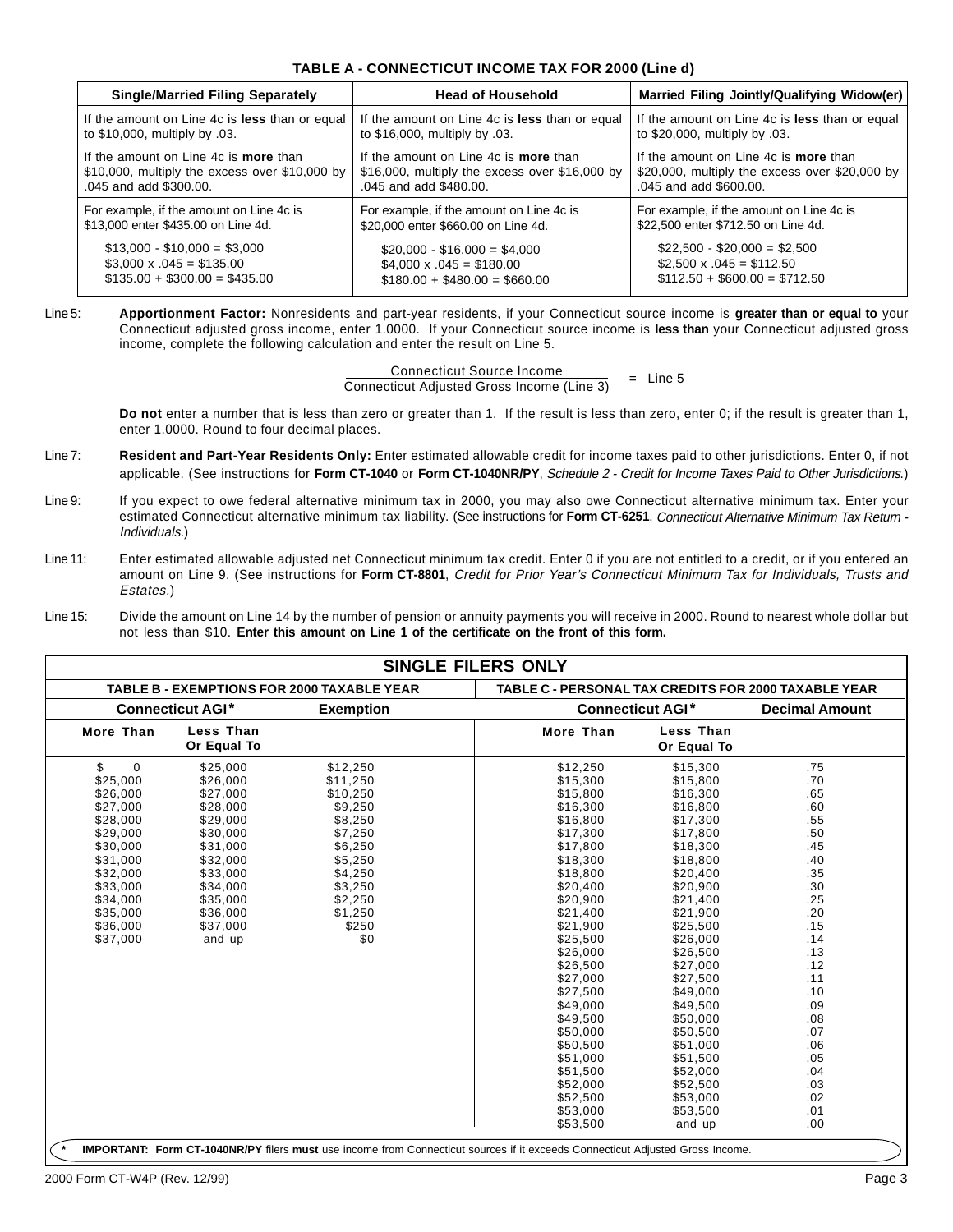### TABLE A - CONNECTICUT INCOME TAX FOR 2000 (Line d)

| Single/Married Filing Separately | Head of Household | Married Filing Jointly/Qualifying Widow(er) |
|---|---|---|
| If the amount on Line 4c is **less** than or equal to $10,000, multiply by .03. | If the amount on Line 4c is **less** than or equal to $16,000, multiply by .03. | If the amount on Line 4c is **less** than or equal to $20,000, multiply by .03. |
| If the amount on Line 4c is **more** than $10,000, multiply the excess over $10,000 by .045 and add $300.00. | If the amount on Line 4c is **more** than $16,000, multiply the excess over $16,000 by .045 and add $480.00. | If the amount on Line 4c is **more** than $20,000, multiply the excess over $20,000 by .045 and add $600.00. |
| For example, if the amount on Line 4c is $13,000 enter $435.00 on Line 4d.<br>$13,000 - $10,000 = $3,000<br>$3,000 x .045 = $135.00<br>$135.00 + $300.00 = $435.00 | For example, if the amount on Line 4c is $20,000 enter $660.00 on Line 4d.<br>$20,000 - $16,000 = $4,000<br>$4,000 x .045 = $180.00<br>$180.00 + $480.00 = $660.00 | For example, if the amount on Line 4c is $22,500 enter $712.50 on Line 4d.<br>$22,500 - $20,000 = $2,500<br>$2,500 x .045 = $112.50<br>$112.50 + $600.00 = $712.50 |

Line 5: **Apportionment Factor:** Nonresidents and part-year residents, if your Connecticut source income is **greater than or equal to** your Connecticut adjusted gross income, enter 1.0000. If your Connecticut source income is **less than** your Connecticut adjusted gross income, complete the following calculation and enter the result on Line 5.

$$\frac{\text{Connecticut Source Income}}{\text{Connecticut Adjusted Gross Income (Line 3)}} = \text{Line 5}$$

**Do not** enter a number that is less than zero or greater than 1. If the result is less than zero, enter 0; if the result is greater than 1, enter 1.0000. Round to four decimal places.

Line 7: **Resident and Part-Year Residents Only:** Enter estimated allowable credit for income taxes paid to other jurisdictions. Enter 0, if not applicable. (See instructions for **Form CT-1040** or **Form CT-1040NR/PY**, *Schedule 2 - Credit for Income Taxes Paid to Other Jurisdictions.*)

Line 9: If you expect to owe federal alternative minimum tax in 2000, you may also owe Connecticut alternative minimum tax. Enter your estimated Connecticut alternative minimum tax liability. (See instructions for **Form CT-6251**, *Connecticut Alternative Minimum Tax Return - Individuals.*)

Line 11: Enter estimated allowable adjusted net Connecticut minimum tax credit. Enter 0 if you are not entitled to a credit, or if you entered an amount on Line 9. (See instructions for **Form CT-8801**, *Credit for Prior Year's Connecticut Minimum Tax for Individuals, Trusts and Estates.*)

Line 15: Divide the amount on Line 14 by the number of pension or annuity payments you will receive in 2000. Round to nearest whole dollar but not less than $10. **Enter this amount on Line 1 of the certificate on the front of this form.**

## SINGLE FILERS ONLY

### TABLE B - EXEMPTIONS FOR 2000 TAXABLE YEAR

| Connecticut AGI* | | Exemption |
|---|---|---|
| **More Than** | **Less Than Or Equal To** | |
| $ 0 | $25,000 | $12,250 |
| $25,000 | $26,000 | $11,250 |
| $26,000 | $27,000 | $10,250 |
| $27,000 | $28,000 | $9,250 |
| $28,000 | $29,000 | $8,250 |
| $29,000 | $30,000 | $7,250 |
| $30,000 | $31,000 | $6,250 |
| $31,000 | $32,000 | $5,250 |
| $32,000 | $33,000 | $4,250 |
| $33,000 | $34,000 | $3,250 |
| $34,000 | $35,000 | $2,250 |
| $35,000 | $36,000 | $1,250 |
| $36,000 | $37,000 | $250 |
| $37,000 | and up | $0 |

### TABLE C - PERSONAL TAX CREDITS FOR 2000 TAXABLE YEAR

| Connecticut AGI* | | Decimal Amount |
|---|---|---|
| **More Than** | **Less Than Or Equal To** | |
| $12,250 | $15,300 | .75 |
| $15,300 | $15,800 | .70 |
| $15,800 | $16,300 | .65 |
| $16,300 | $16,800 | .60 |
| $16,800 | $17,300 | .55 |
| $17,300 | $17,800 | .50 |
| $17,800 | $18,300 | .45 |
| $18,300 | $18,800 | .40 |
| $18,800 | $20,400 | .35 |
| $20,400 | $20,900 | .30 |
| $20,900 | $21,400 | .25 |
| $21,400 | $21,900 | .20 |
| $21,900 | $25,500 | .15 |
| $25,500 | $26,000 | .14 |
| $26,000 | $26,500 | .13 |
| $26,500 | $27,000 | .12 |
| $27,000 | $27,500 | .11 |
| $27,500 | $49,000 | .10 |
| $49,000 | $49,500 | .09 |
| $49,500 | $50,000 | .08 |
| $50,000 | $50,500 | .07 |
| $50,500 | $51,000 | .06 |
| $51,000 | $51,500 | .05 |
| $51,500 | $52,000 | .04 |
| $52,000 | $52,500 | .03 |
| $52,500 | $53,000 | .02 |
| $53,000 | $53,500 | .01 |
| $53,500 | and up | .00 |

\* **IMPORTANT: Form CT-1040NR/PY** filers **must** use income from Connecticut sources if it exceeds Connecticut Adjusted Gross Income.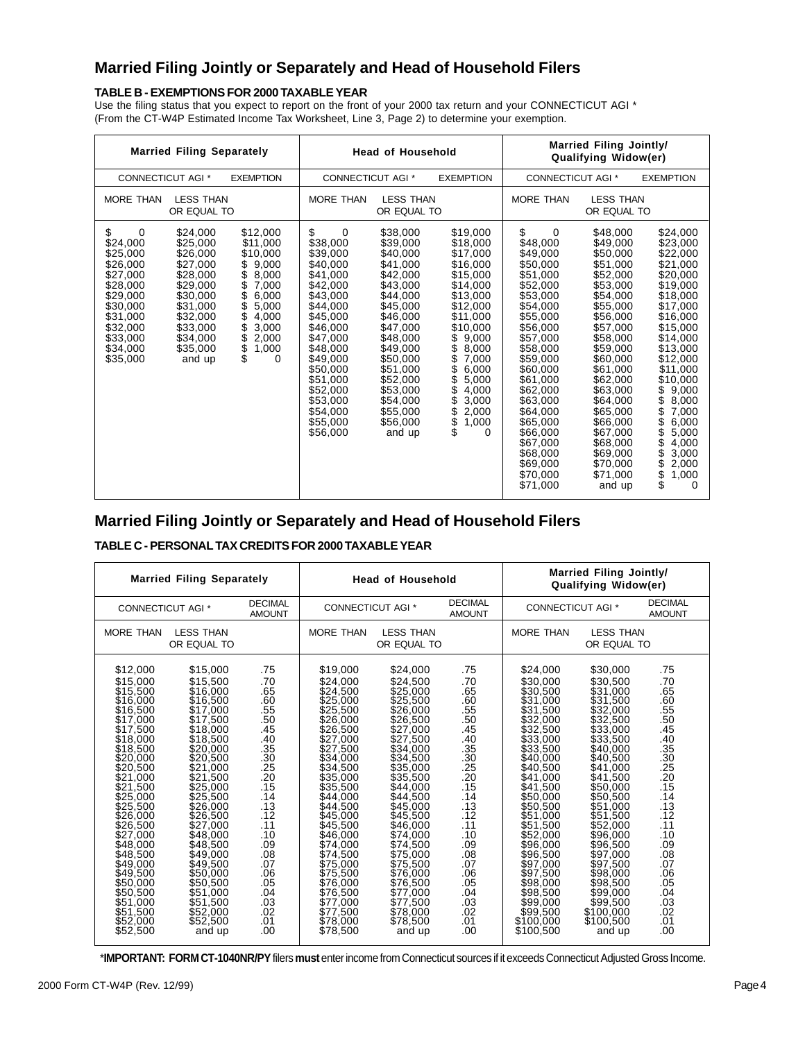## Married Filing Jointly or Separately and Head of Household Filers

### TABLE B - EXEMPTIONS FOR 2000 TAXABLE YEAR

Use the filing status that you expect to report on the front of your 2000 tax return and your CONNECTICUT AGI *
(From the CT-W4P Estimated Income Tax Worksheet, Line 3, Page 2) to determine your exemption.

| Married Filing Separately | | | Head of Household | | | Married Filing Jointly/ Qualifying Widow(er) | | |
|---|---|---|---|---|---|---|---|---|
| CONNECTICUT AGI * | | EXEMPTION | CONNECTICUT AGI * | | EXEMPTION | CONNECTICUT AGI * | | EXEMPTION |
| MORE THAN | LESS THAN OR EQUAL TO | | MORE THAN | LESS THAN OR EQUAL TO | | MORE THAN | LESS THAN OR EQUAL TO | |
| $ 0 | $24,000 | $12,000 | $ 0 | $38,000 | $19,000 | $ 0 | $48,000 | $24,000 |
| $24,000 | $25,000 | $11,000 | $38,000 | $39,000 | $18,000 | $48,000 | $49,000 | $23,000 |
| $25,000 | $26,000 | $10,000 | $39,000 | $40,000 | $17,000 | $49,000 | $50,000 | $22,000 |
| $26,000 | $27,000 | $ 9,000 | $40,000 | $41,000 | $16,000 | $50,000 | $51,000 | $21,000 |
| $27,000 | $28,000 | $ 8,000 | $41,000 | $42,000 | $15,000 | $51,000 | $52,000 | $20,000 |
| $28,000 | $29,000 | $ 7,000 | $42,000 | $43,000 | $14,000 | $52,000 | $53,000 | $19,000 |
| $29,000 | $30,000 | $ 6,000 | $43,000 | $44,000 | $13,000 | $53,000 | $54,000 | $18,000 |
| $30,000 | $31,000 | $ 5,000 | $44,000 | $45,000 | $12,000 | $54,000 | $55,000 | $17,000 |
| $31,000 | $32,000 | $ 4,000 | $45,000 | $46,000 | $11,000 | $55,000 | $56,000 | $16,000 |
| $32,000 | $33,000 | $ 3,000 | $46,000 | $47,000 | $10,000 | $56,000 | $57,000 | $15,000 |
| $33,000 | $34,000 | $ 2,000 | $47,000 | $48,000 | $ 9,000 | $57,000 | $58,000 | $14,000 |
| $34,000 | $35,000 | $ 1,000 | $48,000 | $49,000 | $ 8,000 | $58,000 | $59,000 | $13,000 |
| $35,000 | and up | $ 0 | $49,000 | $50,000 | $ 7,000 | $59,000 | $60,000 | $12,000 |
| | | | $50,000 | $51,000 | $ 6,000 | $60,000 | $61,000 | $11,000 |
| | | | $51,000 | $52,000 | $ 5,000 | $61,000 | $62,000 | $10,000 |
| | | | $52,000 | $53,000 | $ 4,000 | $62,000 | $63,000 | $ 9,000 |
| | | | $53,000 | $54,000 | $ 3,000 | $63,000 | $64,000 | $ 8,000 |
| | | | $54,000 | $55,000 | $ 2,000 | $64,000 | $65,000 | $ 7,000 |
| | | | $55,000 | $56,000 | $ 1,000 | $65,000 | $66,000 | $ 6,000 |
| | | | $56,000 | and up | $ 0 | $66,000 | $67,000 | $ 5,000 |
| | | | | | | $67,000 | $68,000 | $ 4,000 |
| | | | | | | $68,000 | $69,000 | $ 3,000 |
| | | | | | | $69,000 | $70,000 | $ 2,000 |
| | | | | | | $70,000 | $71,000 | $ 1,000 |
| | | | | | | $71,000 | and up | $ 0 |

## Married Filing Jointly or Separately and Head of Household Filers

### TABLE C - PERSONAL TAX CREDITS FOR 2000 TAXABLE YEAR

| Married Filing Separately | | | Head of Household | | | Married Filing Jointly/ Qualifying Widow(er) | | |
|---|---|---|---|---|---|---|---|---|
| CONNECTICUT AGI * | | DECIMAL AMOUNT | CONNECTICUT AGI * | | DECIMAL AMOUNT | CONNECTICUT AGI * | | DECIMAL AMOUNT |
| MORE THAN | LESS THAN OR EQUAL TO | | MORE THAN | LESS THAN OR EQUAL TO | | MORE THAN | LESS THAN OR EQUAL TO | |
| $12,000 | $15,000 | .75 | $19,000 | $24,000 | .75 | $24,000 | $30,000 | .75 |
| $15,000 | $15,500 | .70 | $24,000 | $24,500 | .70 | $30,000 | $30,500 | .70 |
| $15,500 | $16,000 | .65 | $24,500 | $25,000 | .65 | $30,500 | $31,000 | .65 |
| $16,000 | $16,500 | .60 | $25,000 | $25,500 | .60 | $31,000 | $31,500 | .60 |
| $16,500 | $17,000 | .55 | $25,500 | $26,000 | .55 | $31,500 | $32,000 | .55 |
| $17,000 | $17,500 | .50 | $26,000 | $26,500 | .50 | $32,000 | $32,500 | .50 |
| $17,500 | $18,000 | .45 | $26,500 | $27,000 | .45 | $32,500 | $33,000 | .45 |
| $18,000 | $18,500 | .40 | $27,000 | $27,500 | .40 | $33,000 | $33,500 | .40 |
| $18,500 | $20,000 | .35 | $27,500 | $34,000 | .35 | $33,500 | $40,000 | .35 |
| $20,000 | $20,500 | .30 | $34,000 | $34,500 | .30 | $40,000 | $40,500 | .30 |
| $20,500 | $21,000 | .25 | $34,500 | $35,000 | .25 | $40,500 | $41,000 | .25 |
| $21,000 | $21,500 | .20 | $35,000 | $35,500 | .20 | $41,000 | $41,500 | .20 |
| $21,500 | $25,000 | .15 | $35,500 | $44,000 | .15 | $41,500 | $50,000 | .15 |
| $25,000 | $25,500 | .14 | $44,000 | $44,500 | .14 | $50,000 | $50,500 | .14 |
| $25,500 | $26,000 | .13 | $44,500 | $45,000 | .13 | $50,500 | $51,000 | .13 |
| $26,000 | $26,500 | .12 | $45,000 | $45,500 | .12 | $51,000 | $51,500 | .12 |
| $26,500 | $27,000 | .11 | $45,500 | $46,000 | .11 | $51,500 | $52,000 | .11 |
| $27,000 | $48,000 | .10 | $46,000 | $74,000 | .10 | $52,000 | $96,000 | .10 |
| $48,000 | $48,500 | .09 | $74,000 | $74,500 | .09 | $96,000 | $96,500 | .09 |
| $48,500 | $49,000 | .08 | $74,500 | $75,000 | .08 | $96,500 | $97,000 | .08 |
| $49,000 | $49,500 | .07 | $75,000 | $75,500 | .07 | $97,000 | $97,500 | .07 |
| $49,500 | $50,000 | .06 | $75,500 | $76,000 | .06 | $97,500 | $98,000 | .06 |
| $50,000 | $50,500 | .05 | $76,000 | $76,500 | .05 | $98,000 | $98,500 | .05 |
| $50,500 | $51,000 | .04 | $76,500 | $77,000 | .04 | $98,500 | $99,000 | .04 |
| $51,000 | $51,500 | .03 | $77,000 | $77,500 | .03 | $99,000 | $99,500 | .03 |
| $51,500 | $52,000 | .02 | $77,500 | $78,000 | .02 | $99,500 | $100,000 | .02 |
| $52,000 | $52,500 | .01 | $78,000 | $78,500 | .01 | $100,000 | $100,500 | .01 |
| $52,500 | and up | .00 | $78,500 | and up | .00 | $100,500 | and up | .00 |

***IMPORTANT: FORM CT-1040NR/PY** filers **must** enter income from Connecticut sources if it exceeds Connecticut Adjusted Gross Income.

2000 Form CT-W4P (Rev. 12/99)